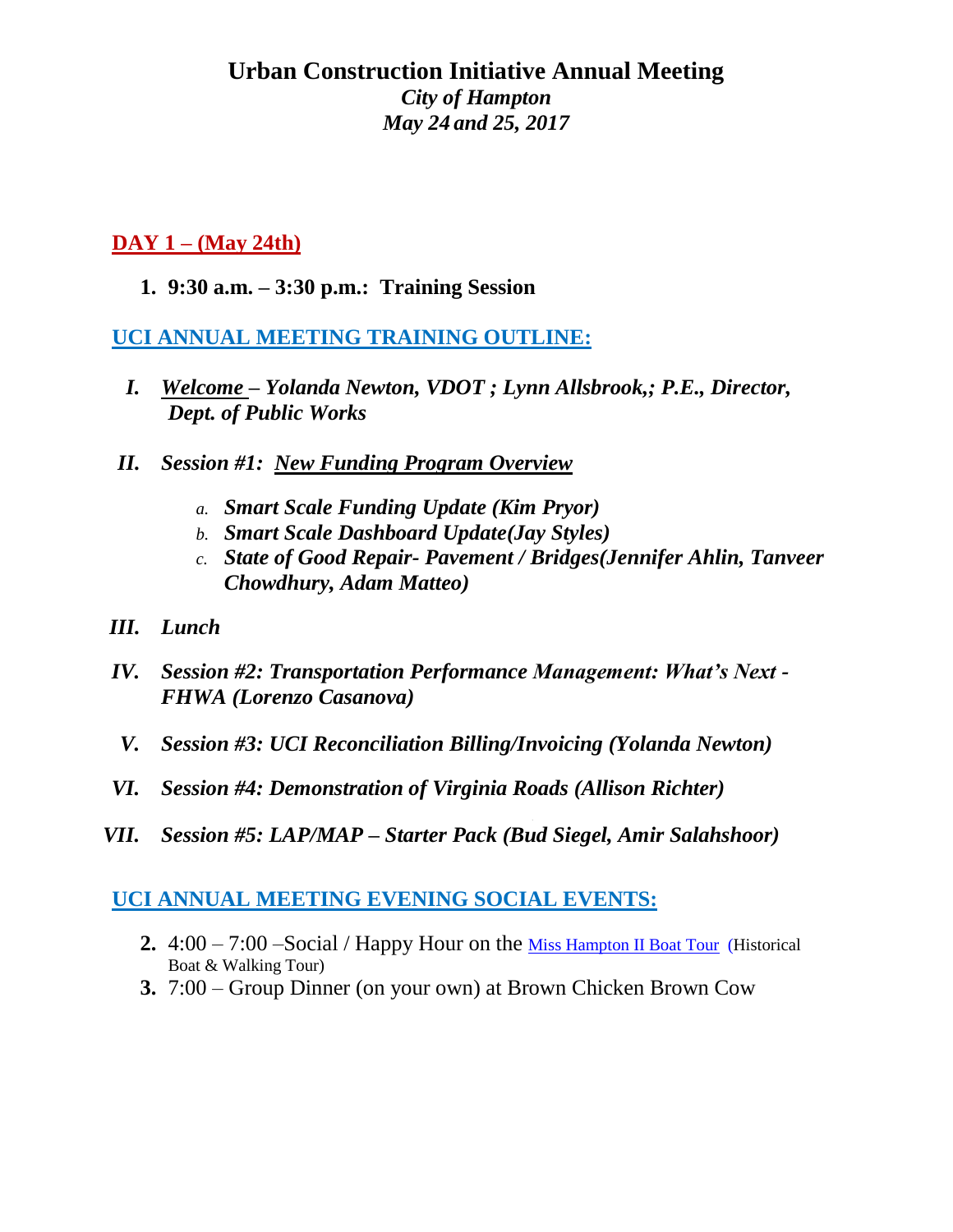# Urban Construction Initiative Annual Meeting

*City of Hampton*
*May 24 and 25, 2017*

## DAY 1 – (May 24th)

1. **9:30 a.m. – 3:30 p.m.: Training Session**

## UCI ANNUAL MEETING TRAINING OUTLINE:

I. ***Welcome – Yolanda Newton, VDOT ; Lynn Allsbrook,; P.E., Director, Dept. of Public Works***

II. ***Session #1: New Funding Program Overview***

   a. ***Smart Scale Funding Update (Kim Pryor)***
   b. ***Smart Scale Dashboard Update(Jay Styles)***
   c. ***State of Good Repair- Pavement / Bridges(Jennifer Ahlin, Tanveer Chowdhury, Adam Matteo)***

III. ***Lunch***

IV. ***Session #2: Transportation Performance Management: What's Next - FHWA (Lorenzo Casanova)***

V. ***Session #3: UCI Reconciliation Billing/Invoicing (Yolanda Newton)***

VI. ***Session #4: Demonstration of Virginia Roads (Allison Richter)***

VII. ***Session #5: LAP/MAP – Starter Pack (Bud Siegel, Amir Salahshoor)***

## UCI ANNUAL MEETING EVENING SOCIAL EVENTS:

2. 4:00 – 7:00 –Social / Happy Hour on the Miss Hampton II Boat Tour (Historical Boat & Walking Tour)
3. 7:00 – Group Dinner (on your own) at Brown Chicken Brown Cow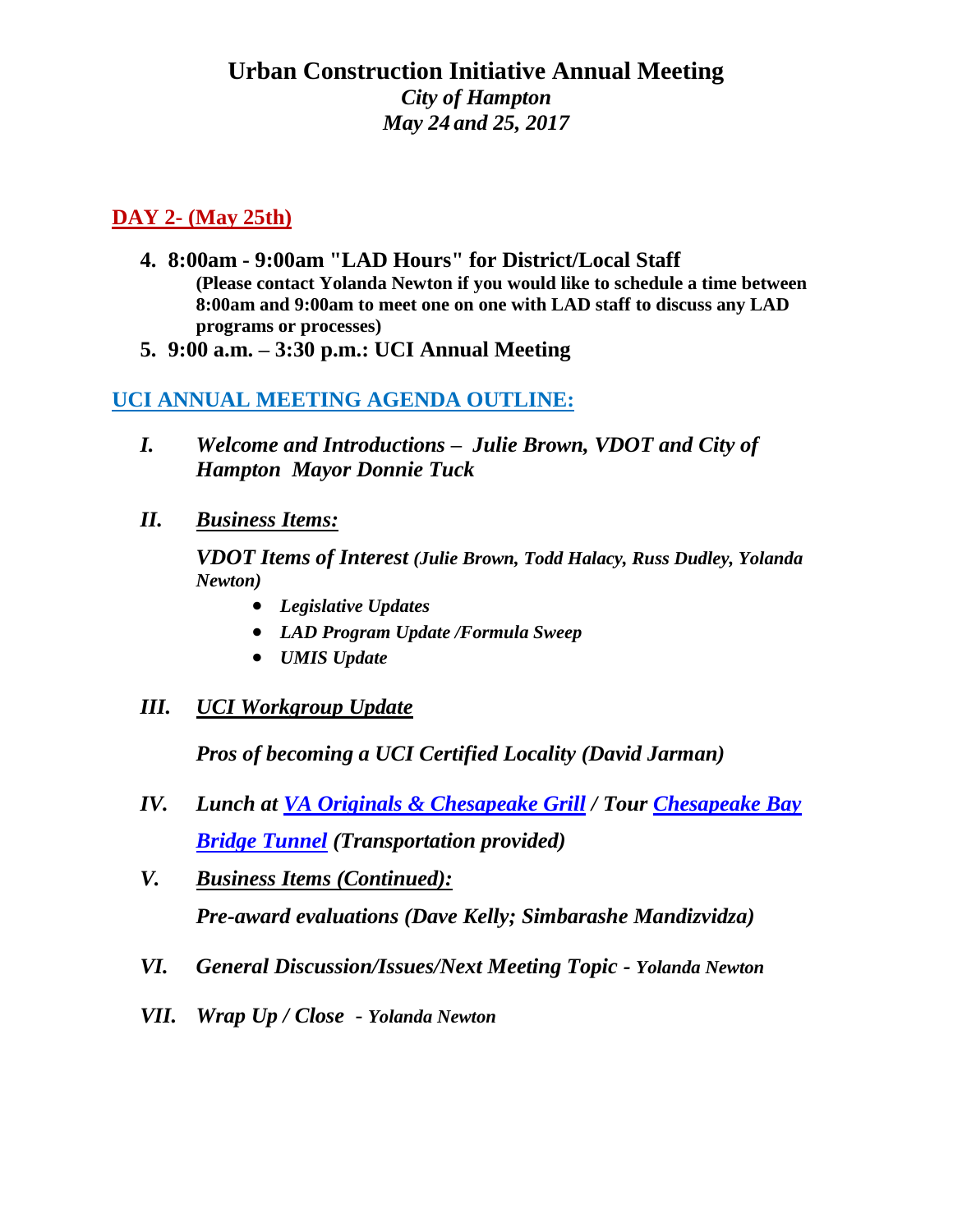# Urban Construction Initiative Annual Meeting

*City of Hampton*
*May 24 and 25, 2017*

## DAY 2- (May 25th)

4. **8:00am - 9:00am "LAD Hours" for District/Local Staff**
   **(Please contact Yolanda Newton if you would like to schedule a time between 8:00am and 9:00am to meet one on one with LAD staff to discuss any LAD programs or processes)**
5. **9:00 a.m. – 3:30 p.m.: UCI Annual Meeting**

## UCI ANNUAL MEETING AGENDA OUTLINE:

***I. Welcome and Introductions – Julie Brown, VDOT and City of Hampton Mayor Donnie Tuck***

***II. Business Items:***

***VDOT Items of Interest (Julie Brown, Todd Halacy, Russ Dudley, Yolanda Newton)***

- ***Legislative Updates***
- ***LAD Program Update /Formula Sweep***
- ***UMIS Update***

***III. UCI Workgroup Update***

***Pros of becoming a UCI Certified Locality (David Jarman)***

***IV. Lunch at VA Originals & Chesapeake Grill / Tour Chesapeake Bay Bridge Tunnel (Transportation provided)***

***V. Business Items (Continued):***

***Pre-award evaluations (Dave Kelly; Simbarashe Mandizvidza)***

***VI. General Discussion/Issues/Next Meeting Topic - Yolanda Newton***

***VII. Wrap Up / Close - Yolanda Newton***